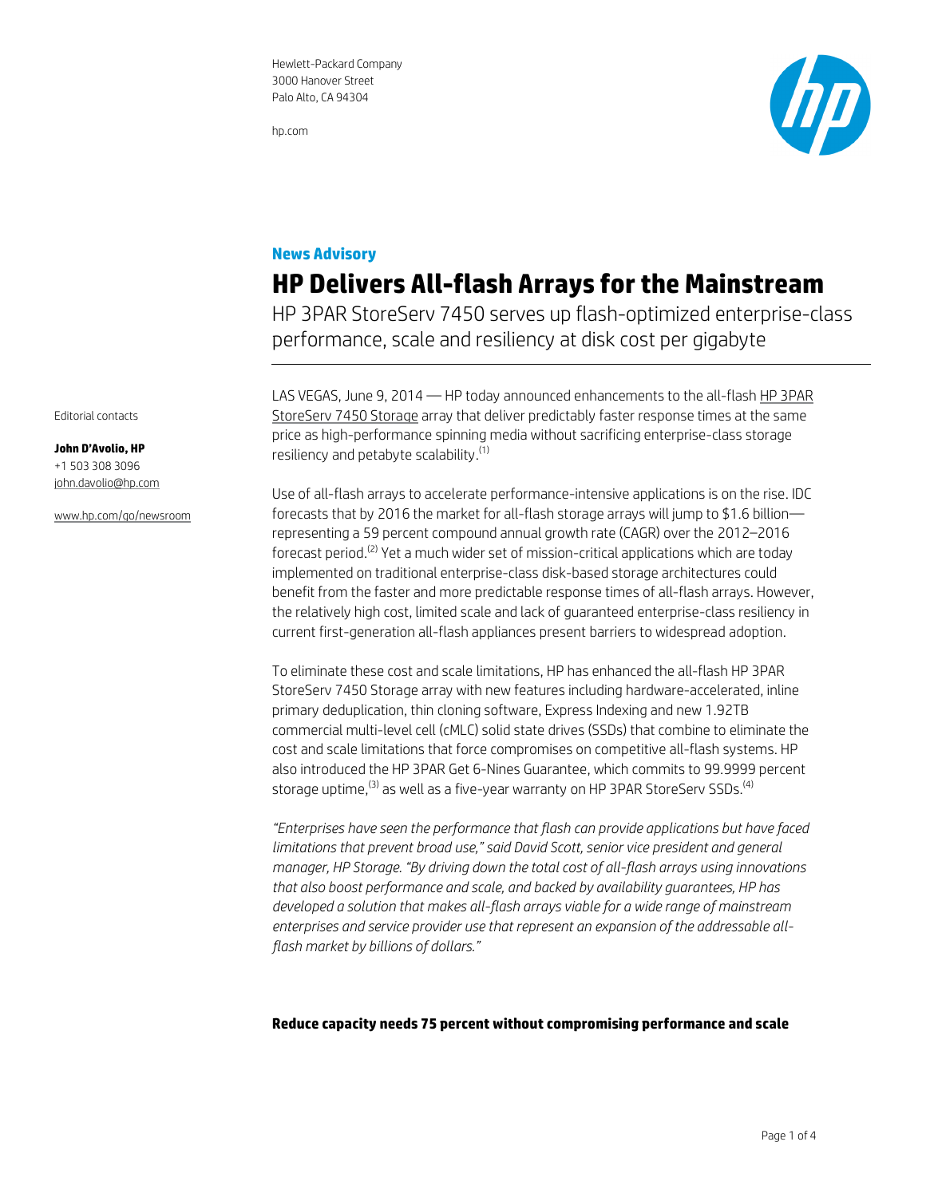Hewlett-Packard Company
3000 Hanover Street
Palo Alto, CA 94304

hp.com

Editorial contacts

**John D'Avolio, HP**
+1 503 308 3096
john.davolio@hp.com

www.hp.com/go/newsroom

**News Advisory**

# HP Delivers All-flash Arrays for the Mainstream

HP 3PAR StoreServ 7450 serves up flash-optimized enterprise-class performance, scale and resiliency at disk cost per gigabyte

LAS VEGAS, June 9, 2014 — HP today announced enhancements to the all-flash HP 3PAR StoreServ 7450 Storage array that deliver predictably faster response times at the same price as high-performance spinning media without sacrificing enterprise-class storage resiliency and petabyte scalability.[1]

Use of all-flash arrays to accelerate performance-intensive applications is on the rise. IDC forecasts that by 2016 the market for all-flash storage arrays will jump to $1.6 billion—representing a 59 percent compound annual growth rate (CAGR) over the 2012–2016 forecast period.[2] Yet a much wider set of mission-critical applications which are today implemented on traditional enterprise-class disk-based storage architectures could benefit from the faster and more predictable response times of all-flash arrays. However, the relatively high cost, limited scale and lack of guaranteed enterprise-class resiliency in current first-generation all-flash appliances present barriers to widespread adoption.

To eliminate these cost and scale limitations, HP has enhanced the all-flash HP 3PAR StoreServ 7450 Storage array with new features including hardware-accelerated, inline primary deduplication, thin cloning software, Express Indexing and new 1.92TB commercial multi-level cell (cMLC) solid state drives (SSDs) that combine to eliminate the cost and scale limitations that force compromises on competitive all-flash systems. HP also introduced the HP 3PAR Get 6-Nines Guarantee, which commits to 99.9999 percent storage uptime,[3] as well as a five-year warranty on HP 3PAR StoreServ SSDs.[4]

*"Enterprises have seen the performance that flash can provide applications but have faced limitations that prevent broad use," said David Scott, senior vice president and general manager, HP Storage. "By driving down the total cost of all-flash arrays using innovations that also boost performance and scale, and backed by availability guarantees, HP has developed a solution that makes all-flash arrays viable for a wide range of mainstream enterprises and service provider use that represent an expansion of the addressable all-flash market by billions of dollars."*

**Reduce capacity needs 75 percent without compromising performance and scale**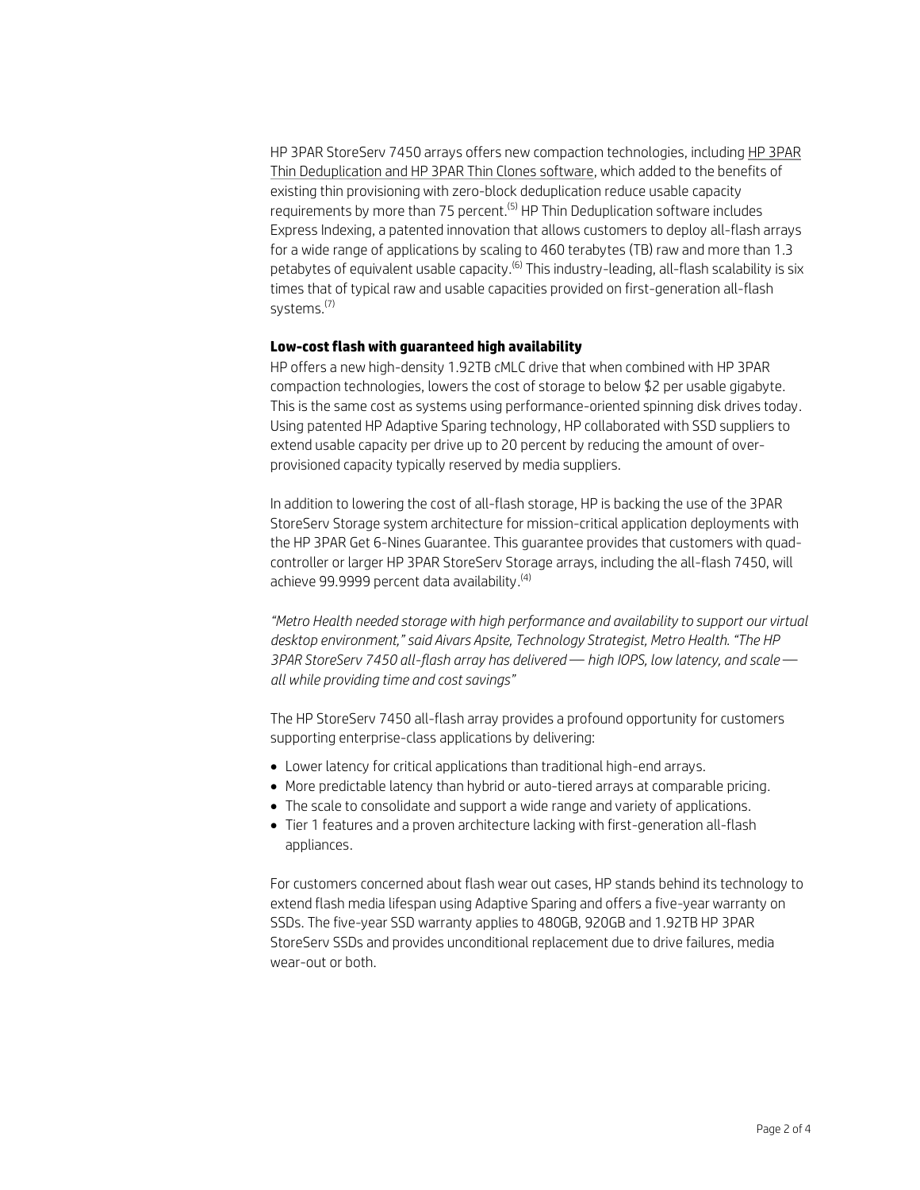HP 3PAR StoreServ 7450 arrays offers new compaction technologies, including HP 3PAR Thin Deduplication and HP 3PAR Thin Clones software, which added to the benefits of existing thin provisioning with zero-block deduplication reduce usable capacity requirements by more than 75 percent.[5] HP Thin Deduplication software includes Express Indexing, a patented innovation that allows customers to deploy all-flash arrays for a wide range of applications by scaling to 460 terabytes (TB) raw and more than 1.3 petabytes of equivalent usable capacity.[6] This industry-leading, all-flash scalability is six times that of typical raw and usable capacities provided on first-generation all-flash systems.[7]

**Low-cost flash with guaranteed high availability**

HP offers a new high-density 1.92TB cMLC drive that when combined with HP 3PAR compaction technologies, lowers the cost of storage to below $2 per usable gigabyte. This is the same cost as systems using performance-oriented spinning disk drives today. Using patented HP Adaptive Sparing technology, HP collaborated with SSD suppliers to extend usable capacity per drive up to 20 percent by reducing the amount of over-provisioned capacity typically reserved by media suppliers.

In addition to lowering the cost of all-flash storage, HP is backing the use of the 3PAR StoreServ Storage system architecture for mission-critical application deployments with the HP 3PAR Get 6-Nines Guarantee. This guarantee provides that customers with quad-controller or larger HP 3PAR StoreServ Storage arrays, including the all-flash 7450, will achieve 99.9999 percent data availability.[4]

*"Metro Health needed storage with high performance and availability to support our virtual desktop environment," said Aivars Apsite, Technology Strategist, Metro Health. "The HP 3PAR StoreServ 7450 all-flash array has delivered — high IOPS, low latency, and scale — all while providing time and cost savings"*

The HP StoreServ 7450 all-flash array provides a profound opportunity for customers supporting enterprise-class applications by delivering:

- Lower latency for critical applications than traditional high-end arrays.
- More predictable latency than hybrid or auto-tiered arrays at comparable pricing.
- The scale to consolidate and support a wide range and variety of applications.
- Tier 1 features and a proven architecture lacking with first-generation all-flash appliances.

For customers concerned about flash wear out cases, HP stands behind its technology to extend flash media lifespan using Adaptive Sparing and offers a five-year warranty on SSDs. The five-year SSD warranty applies to 480GB, 920GB and 1.92TB HP 3PAR StoreServ SSDs and provides unconditional replacement due to drive failures, media wear-out or both.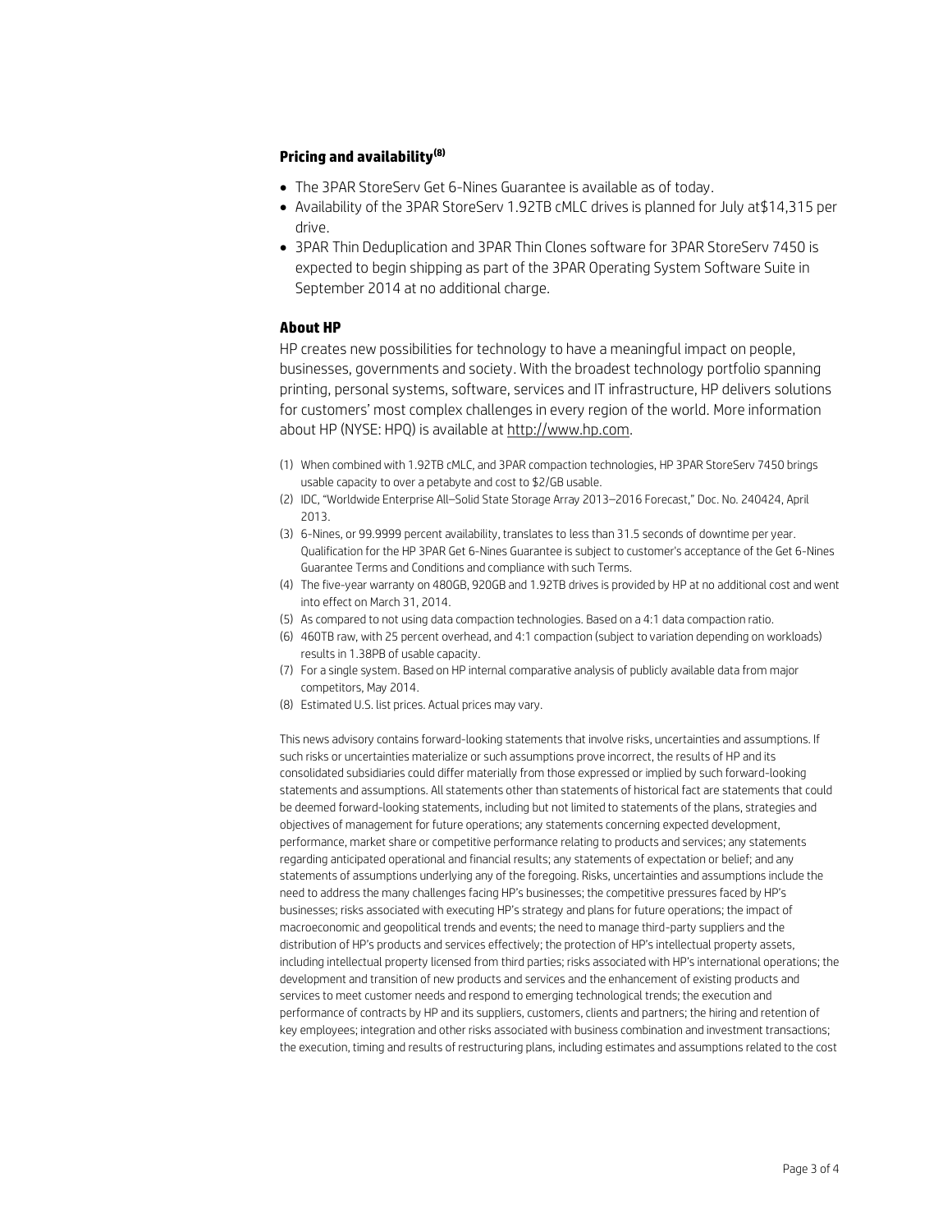### Pricing and availability[8]

- The 3PAR StoreServ Get 6-Nines Guarantee is available as of today.
- Availability of the 3PAR StoreServ 1.92TB cMLC drives is planned for July at$14,315 per drive.
- 3PAR Thin Deduplication and 3PAR Thin Clones software for 3PAR StoreServ 7450 is expected to begin shipping as part of the 3PAR Operating System Software Suite in September 2014 at no additional charge.

### About HP

HP creates new possibilities for technology to have a meaningful impact on people, businesses, governments and society. With the broadest technology portfolio spanning printing, personal systems, software, services and IT infrastructure, HP delivers solutions for customers' most complex challenges in every region of the world. More information about HP (NYSE: HPQ) is available at http://www.hp.com.

(1) When combined with 1.92TB cMLC, and 3PAR compaction technologies, HP 3PAR StoreServ 7450 brings usable capacity to over a petabyte and cost to $2/GB usable.
(2) IDC, "Worldwide Enterprise All–Solid State Storage Array 2013–2016 Forecast," Doc. No. 240424, April 2013.
(3) 6-Nines, or 99.9999 percent availability, translates to less than 31.5 seconds of downtime per year. Qualification for the HP 3PAR Get 6-Nines Guarantee is subject to customer's acceptance of the Get 6-Nines Guarantee Terms and Conditions and compliance with such Terms.
(4) The five-year warranty on 480GB, 920GB and 1.92TB drives is provided by HP at no additional cost and went into effect on March 31, 2014.
(5) As compared to not using data compaction technologies. Based on a 4:1 data compaction ratio.
(6) 460TB raw, with 25 percent overhead, and 4:1 compaction (subject to variation depending on workloads) results in 1.38PB of usable capacity.
(7) For a single system. Based on HP internal comparative analysis of publicly available data from major competitors, May 2014.
(8) Estimated U.S. list prices. Actual prices may vary.

This news advisory contains forward-looking statements that involve risks, uncertainties and assumptions. If such risks or uncertainties materialize or such assumptions prove incorrect, the results of HP and its consolidated subsidiaries could differ materially from those expressed or implied by such forward-looking statements and assumptions. All statements other than statements of historical fact are statements that could be deemed forward-looking statements, including but not limited to statements of the plans, strategies and objectives of management for future operations; any statements concerning expected development, performance, market share or competitive performance relating to products and services; any statements regarding anticipated operational and financial results; any statements of expectation or belief; and any statements of assumptions underlying any of the foregoing. Risks, uncertainties and assumptions include the need to address the many challenges facing HP's businesses; the competitive pressures faced by HP's businesses; risks associated with executing HP's strategy and plans for future operations; the impact of macroeconomic and geopolitical trends and events; the need to manage third-party suppliers and the distribution of HP's products and services effectively; the protection of HP's intellectual property assets, including intellectual property licensed from third parties; risks associated with HP's international operations; the development and transition of new products and services and the enhancement of existing products and services to meet customer needs and respond to emerging technological trends; the execution and performance of contracts by HP and its suppliers, customers, clients and partners; the hiring and retention of key employees; integration and other risks associated with business combination and investment transactions; the execution, timing and results of restructuring plans, including estimates and assumptions related to the cost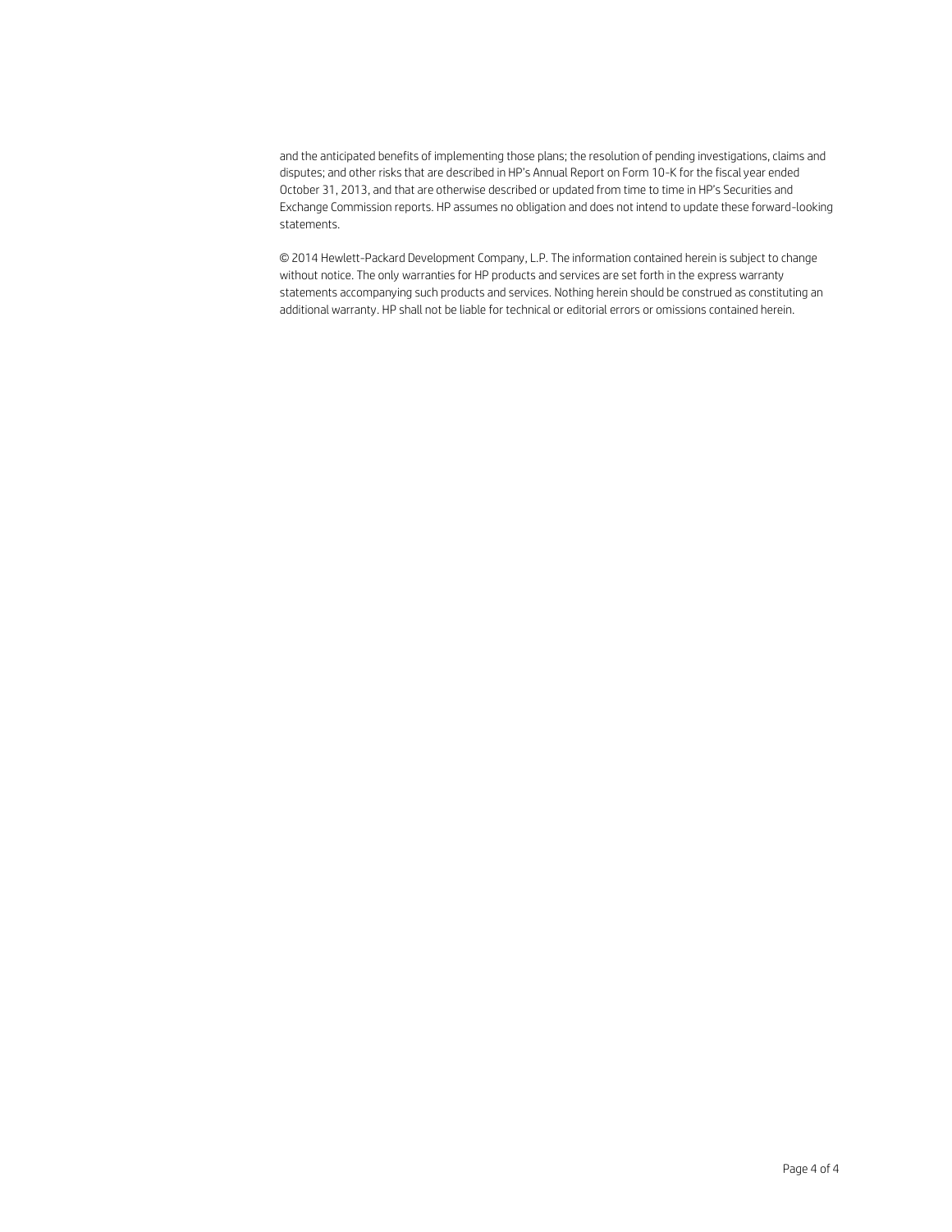and the anticipated benefits of implementing those plans; the resolution of pending investigations, claims and disputes; and other risks that are described in HP's Annual Report on Form 10-K for the fiscal year ended October 31, 2013, and that are otherwise described or updated from time to time in HP's Securities and Exchange Commission reports. HP assumes no obligation and does not intend to update these forward-looking statements.

© 2014 Hewlett-Packard Development Company, L.P. The information contained herein is subject to change without notice. The only warranties for HP products and services are set forth in the express warranty statements accompanying such products and services. Nothing herein should be construed as constituting an additional warranty. HP shall not be liable for technical or editorial errors or omissions contained herein.